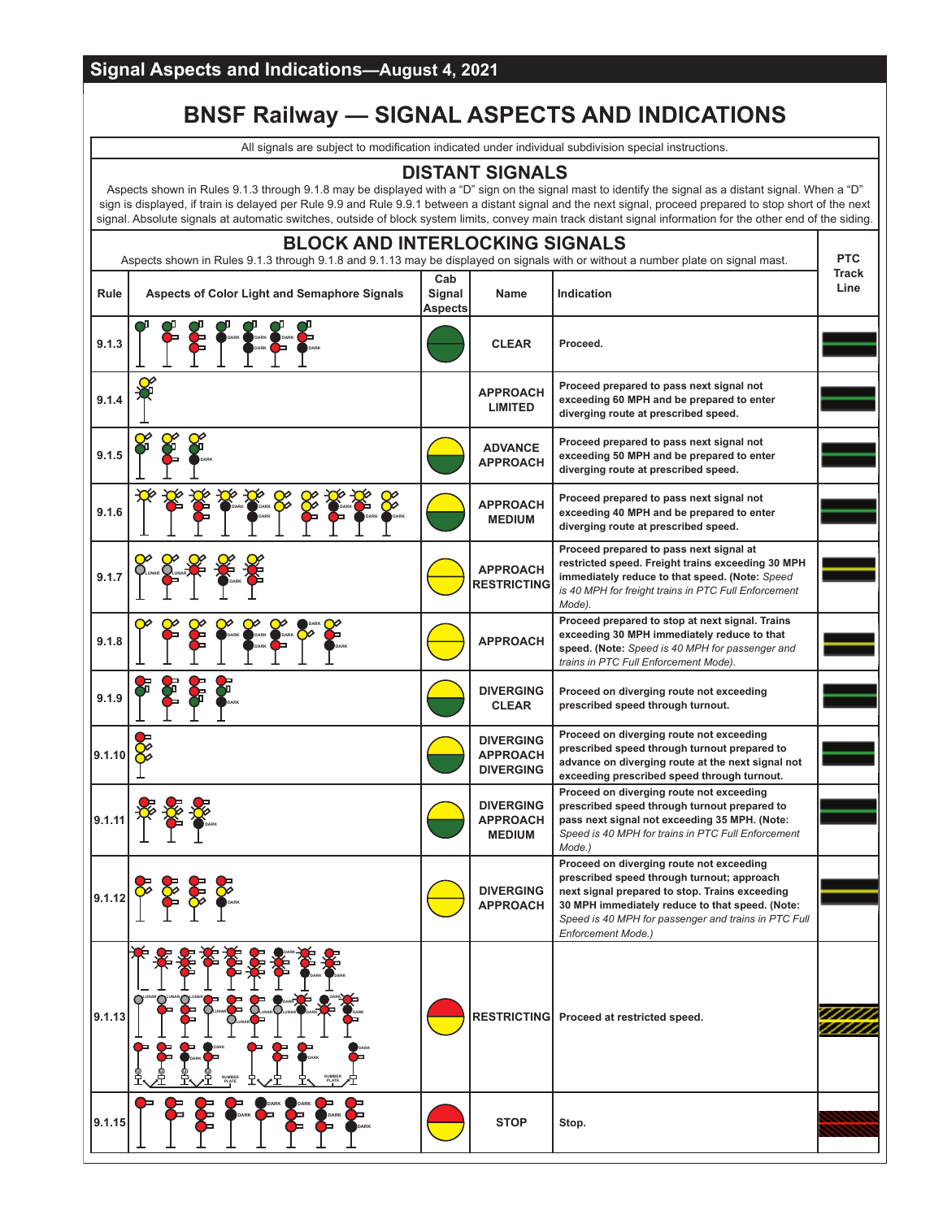# Signal Aspects and Indications—August 4, 2021

## BNSF Railway — SIGNAL ASPECTS AND INDICATIONS

All signals are subject to modification indicated under individual subdivision special instructions.

### DISTANT SIGNALS

Aspects shown in Rules 9.1.3 through 9.1.8 may be displayed with a "D" sign on the signal mast to identify the signal as a distant signal. When a "D" sign is displayed, if train is delayed per Rule 9.9 and Rule 9.9.1 between a distant signal and the next signal, proceed prepared to stop short of the next signal. Absolute signals at automatic switches, outside of block system limits, convey main track distant signal information for the other end of the siding.

### BLOCK AND INTERLOCKING SIGNALS

Aspects shown in Rules 9.1.3 through 9.1.8 and 9.1.13 may be displayed on signals with or without a number plate on signal mast.

| Rule | Aspects of Color Light and Semaphore Signals | Cab Signal Aspects | Name | Indication | PTC Track Line |
|---|---|---|---|---|---|
| 9.1.3 | | | CLEAR | Proceed. | |
| 9.1.4 | | | APPROACH LIMITED | Proceed prepared to pass next signal not exceeding 60 MPH and be prepared to enter diverging route at prescribed speed. | |
| 9.1.5 | | | ADVANCE APPROACH | Proceed prepared to pass next signal not exceeding 50 MPH and be prepared to enter diverging route at prescribed speed. | |
| 9.1.6 | | | APPROACH MEDIUM | Proceed prepared to pass next signal not exceeding 40 MPH and be prepared to enter diverging route at prescribed speed. | |
| 9.1.7 | | | APPROACH RESTRICTING | Proceed prepared to pass next signal at restricted speed. Freight trains exceeding 30 MPH immediately reduce to that speed. (Note: *Speed is 40 MPH for freight trains in PTC Full Enforcement Mode).* | |
| 9.1.8 | | | APPROACH | Proceed prepared to stop at next signal. Trains exceeding 30 MPH immediately reduce to that speed. (Note: *Speed is 40 MPH for passenger and trains in PTC Full Enforcement Mode).* | |
| 9.1.9 | | | DIVERGING CLEAR | Proceed on diverging route not exceeding prescribed speed through turnout. | |
| 9.1.10 | | | DIVERGING APPROACH DIVERGING | Proceed on diverging route not exceeding prescribed speed through turnout prepared to advance on diverging route at the next signal not exceeding prescribed speed through turnout. | |
| 9.1.11 | | | DIVERGING APPROACH MEDIUM | Proceed on diverging route not exceeding prescribed speed through turnout prepared to pass next signal not exceeding 35 MPH. (Note: *Speed is 40 MPH for trains in PTC Full Enforcement Mode.)* | |
| 9.1.12 | | | DIVERGING APPROACH | Proceed on diverging route not exceeding prescribed speed through turnout; approach next signal prepared to stop. Trains exceeding 30 MPH immediately reduce to that speed. (Note: *Speed is 40 MPH for passenger and trains in PTC Full Enforcement Mode.)* | |
| 9.1.13 | | | RESTRICTING | Proceed at restricted speed. | |
| 9.1.15 | | | STOP | Stop. | |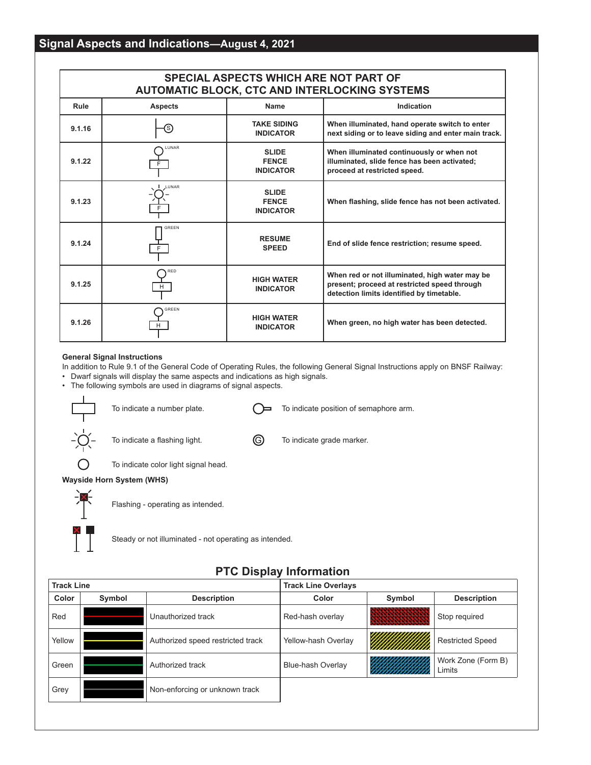## Signal Aspects and Indications—August 4, 2021

| SPECIAL ASPECTS WHICH ARE NOT PART OF AUTOMATIC BLOCK, CTC AND INTERLOCKING SYSTEMS | | | |
|---|---|---|---|
| Rule | Aspects | Name | Indication |
| 9.1.16 | S | TAKE SIDING INDICATOR | When illuminated, hand operate switch to enter next siding or to leave siding and enter main track. |
| 9.1.22 | LUNAR F | SLIDE FENCE INDICATOR | When illuminated continuously or when not illuminated, slide fence has been activated; proceed at restricted speed. |
| 9.1.23 | LUNAR F | SLIDE FENCE INDICATOR | When flashing, slide fence has not been activated. |
| 9.1.24 | GREEN F | RESUME SPEED | End of slide fence restriction; resume speed. |
| 9.1.25 | RED H | HIGH WATER INDICATOR | When red or not illuminated, high water may be present; proceed at restricted speed through detection limits identified by timetable. |
| 9.1.26 | GREEN H | HIGH WATER INDICATOR | When green, no high water has been detected. |

**General Signal Instructions**

In addition to Rule 9.1 of the General Code of Operating Rules, the following General Signal Instructions apply on BNSF Railway:

- Dwarf signals will display the same aspects and indications as high signals.
- The following symbols are used in diagrams of signal aspects.

To indicate a number plate.

To indicate position of semaphore arm.

To indicate a flashing light.

G To indicate grade marker.

To indicate color light signal head.

**Wayside Horn System (WHS)**

Flashing - operating as intended.

Steady or not illuminated - not operating as intended.

### PTC Display Information

| Track Line | | | Track Line Overlays | | |
|---|---|---|---|---|---|
| Color | Symbol | Description | Color | Symbol | Description |
| Red | | Unauthorized track | Red-hash overlay | | Stop required |
| Yellow | | Authorized speed restricted track | Yellow-hash Overlay | | Restricted Speed |
| Green | | Authorized track | Blue-hash Overlay | | Work Zone (Form B) Limits |
| Grey | | Non-enforcing or unknown track | | | |